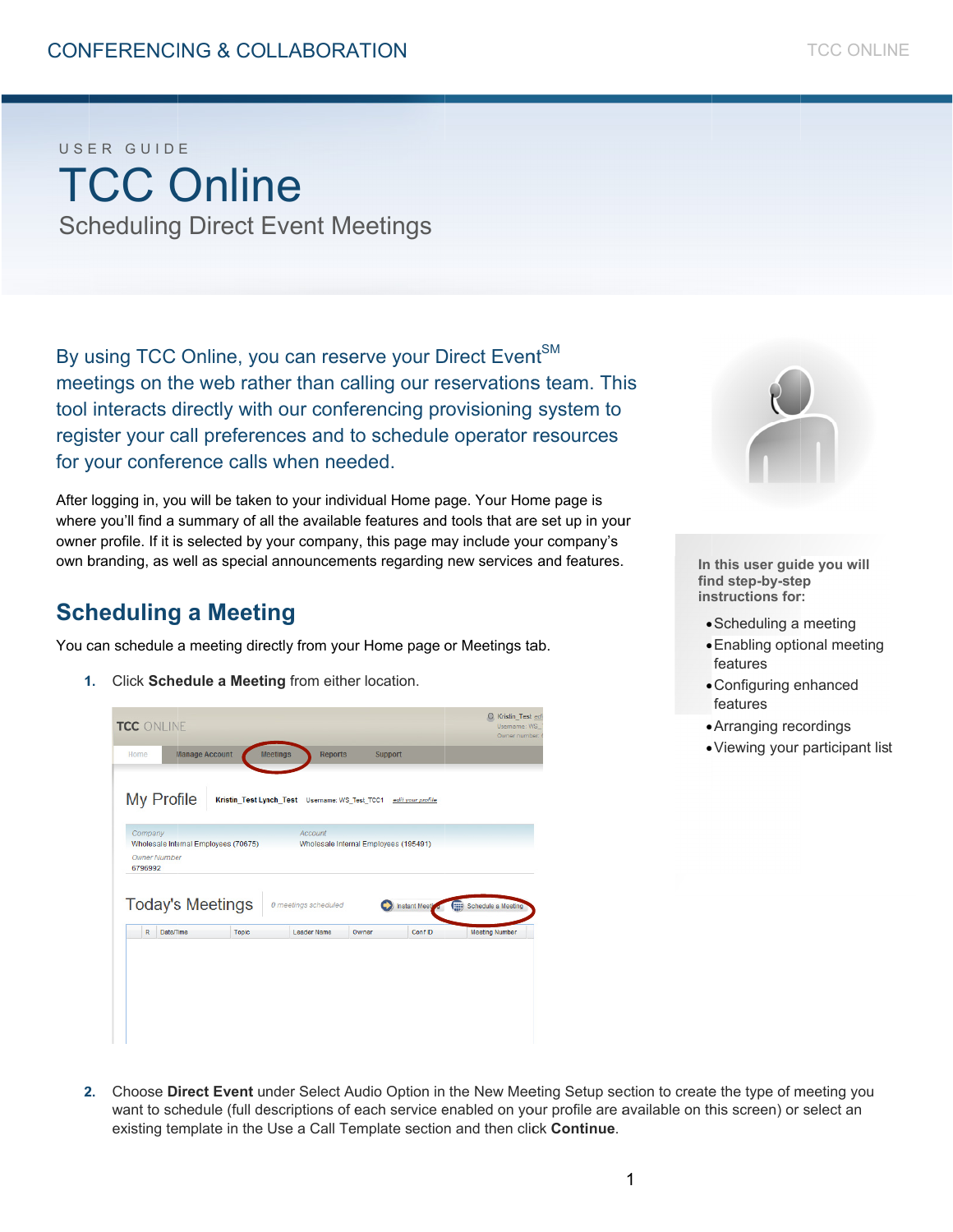USER GUIDE

# TCC Online

## Scheduling Direct Event Meetings

By using TCC Online, you can reserve your Direct Event[SM] meetings on the web rather than calling our reservations team. This tool interacts directly with our conferencing provisioning system to register your call preferences and to schedule operator resources for your conference calls when needed.

After logging in, you will be taken to your individual Home page. Your Home page is where you'll find a summary of all the available features and tools that are set up in your owner profile. If it is selected by your company, this page may include your company's own branding, as well as special announcements regarding new services and features.

**In this user guide you will find step-by-step instructions for:**

- Scheduling a meeting
- Enabling optional meeting features
- Configuring enhanced features
- Arranging recordings
- Viewing your participant list

## Scheduling a Meeting

You can schedule a meeting directly from your Home page or Meetings tab.

1. Click **Schedule a Meeting** from either location.

2. Choose **Direct Event** under Select Audio Option in the New Meeting Setup section to create the type of meeting you want to schedule (full descriptions of each service enabled on your profile are available on this screen) or select an existing template in the Use a Call Template section and then click **Continue**.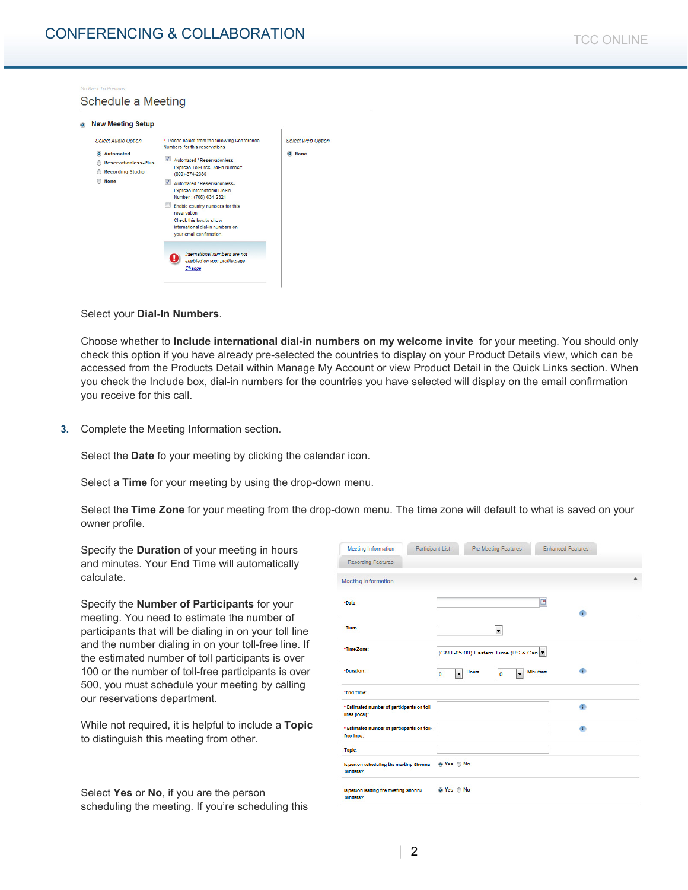Select your **Dial-In Numbers**.

Choose whether to **Include international dial-in numbers on my welcome invite** for your meeting. You should only check this option if you have already pre-selected the countries to display on your Product Details view, which can be accessed from the Products Detail within Manage My Account or view Product Detail in the Quick Links section. When you check the Include box, dial-in numbers for the countries you have selected will display on the email confirmation you receive for this call.

3. Complete the Meeting Information section.

   Select the **Date** fo your meeting by clicking the calendar icon.

   Select a **Time** for your meeting by using the drop-down menu.

   Select the **Time Zone** for your meeting from the drop-down menu. The time zone will default to what is saved on your owner profile.

   Specify the **Duration** of your meeting in hours and minutes. Your End Time will automatically calculate.

   Specify the **Number of Participants** for your meeting. You need to estimate the number of participants that will be dialing in on your toll line and the number dialing in on your toll-free line. If the estimated number of toll participants is over 100 or the number of toll-free participants is over 500, you must schedule your meeting by calling our reservations department.

   While not required, it is helpful to include a **Topic** to distinguish this meeting from other.

   Select **Yes** or **No**, if you are the person scheduling the meeting. If you're scheduling this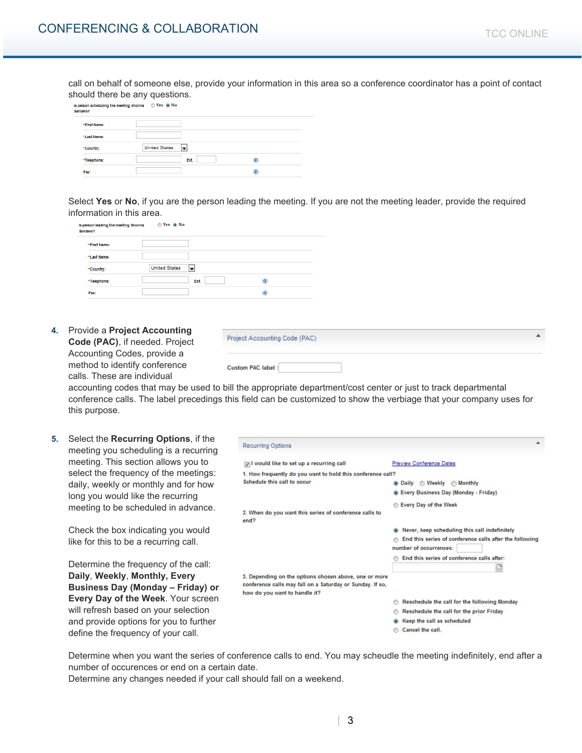call on behalf of someone else, provide your information in this area so a conference coordinator has a point of contact should there be any questions.

Is person scheduling the meeting Shonna Sanders? ○ Yes ◉ No

| | |
|---|---|
| *First Name: | |
| *Last Name: | |
| *Country: | United States |
| *Telephone: | Ext. |
| Fax: | |

Select **Yes** or **No**, if you are the person leading the meeting. If you are not the meeting leader, provide the required information in this area.

Is person leading the meeting Shonna Sanders? ○ Yes ◉ No

| | |
|---|---|
| *First Name: | |
| *Last Name: | |
| *Country: | United States |
| *Telephone: | Ext |
| Fax: | |

4. Provide a **Project Accounting Code (PAC)**, if needed. Project Accounting Codes, provide a method to identify conference calls. These are individual accounting codes that may be used to bill the appropriate department/cost center or just to track departmental conference calls. The label precedings this field can be customized to show the verbiage that your company uses for this purpose.

   Project Accounting Code (PAC)

   Custom PAC label :

5. Select the **Recurring Options**, if the meeting you scheduling is a recurring meeting. This section allows you to select the frequency of the meetings: daily, weekly or monthly and for how long you would like the recurring meeting to be scheduled in advance.

   Recurring Options

   ☑ I would like to set up a recurring call — Preview Conference Dates

   1. How frequently do you want to hold this conference call? Schedule this call to occur
      - ◉ Daily ○ Weekly ○ Monthly
      - ◉ Every Business Day (Monday - Friday)
      - ○ Every Day of the Week

   2. When do you want this series of conference calls to end?
      - ◉ Never, keep scheduling this call indefinitely
      - ○ End this series of conference calls after the following number of occurrences:
      - ○ End this series of conference calls after:

   3. Depending on the options chosen above, one or more conference calls may fall on a Saturday or Sunday. If so, how do you want to handle it?
      - ○ Reschedule the call for the following Monday
      - ○ Reschedule the call for the prior Friday
      - ◉ Keep the call as scheduled
      - ○ Cancel the call.

   Check the box indicating you would like for this to be a recurring call.

   Determine the frequency of the call: **Daily**, **Weekly**, **Monthly, Every Business Day (Monday – Friday) or Every Day of the Week**. Your screen will refresh based on your selection and provide options for you to further define the frequency of your call.

   Determine when you want the series of conference calls to end. You may scheudle the meeting indefinitely, end after a number of occurences or end on a certain date.
   Determine any changes needed if your call should fall on a weekend.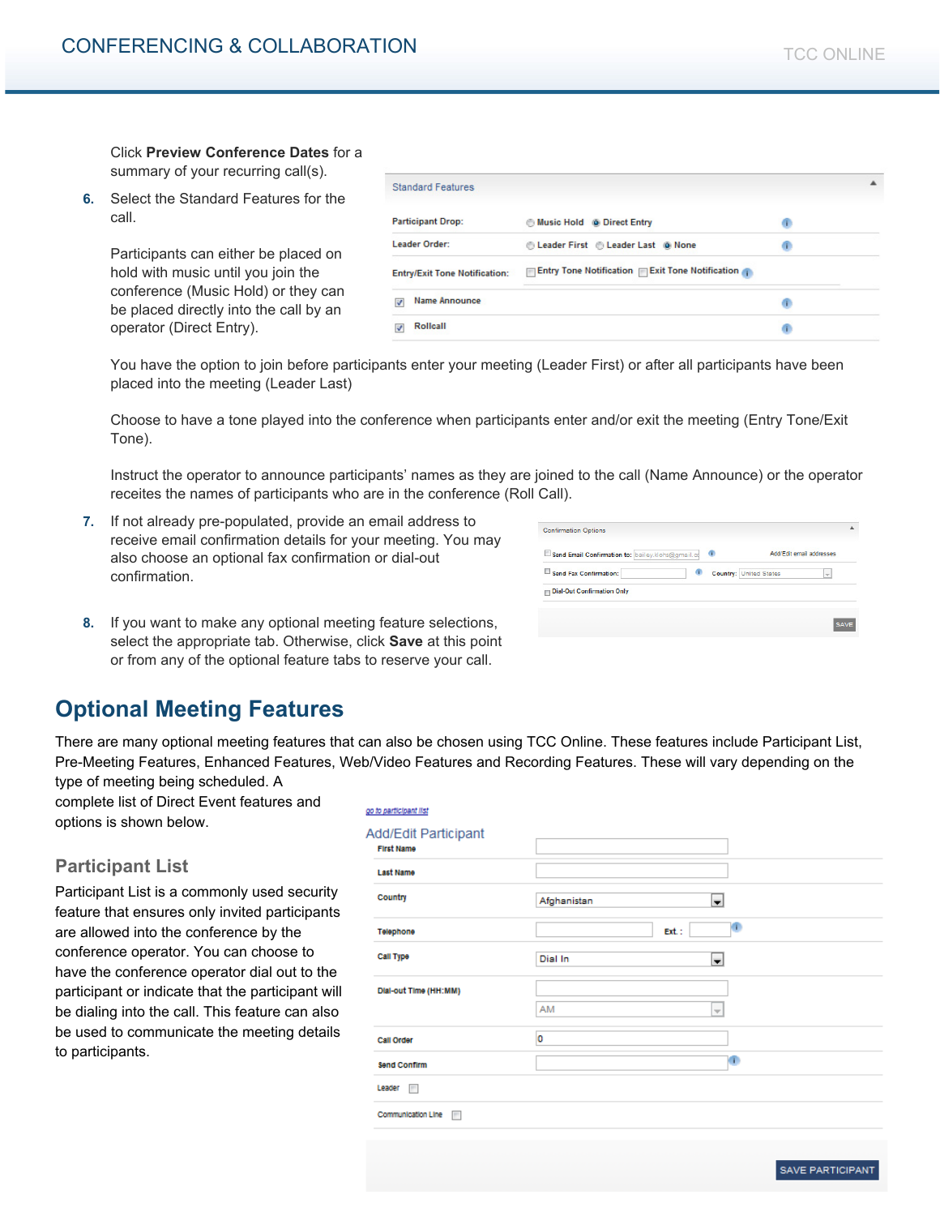Click **Preview Conference Dates** for a summary of your recurring call(s).

6. Select the Standard Features for the call.

   Participants can either be placed on hold with music until you join the conference (Music Hold) or they can be placed directly into the call by an operator (Direct Entry).

   You have the option to join before participants enter your meeting (Leader First) or after all participants have been placed into the meeting (Leader Last)

   Choose to have a tone played into the conference when participants enter and/or exit the meeting (Entry Tone/Exit Tone).

   Instruct the operator to announce participants' names as they are joined to the call (Name Announce) or the operator receites the names of participants who are in the conference (Roll Call).

7. If not already pre-populated, provide an email address to receive email confirmation details for your meeting. You may also choose an optional fax confirmation or dial-out confirmation.

8. If you want to make any optional meeting feature selections, select the appropriate tab. Otherwise, click **Save** at this point or from any of the optional feature tabs to reserve your call.

## Optional Meeting Features

There are many optional meeting features that can also be chosen using TCC Online. These features include Participant List, Pre-Meeting Features, Enhanced Features, Web/Video Features and Recording Features. These will vary depending on the type of meeting being scheduled. A complete list of Direct Event features and options is shown below.

### Participant List

Participant List is a commonly used security feature that ensures only invited participants are allowed into the conference by the conference operator. You can choose to have the conference operator dial out to the participant or indicate that the participant will be dialing into the call. This feature can also be used to communicate the meeting details to participants.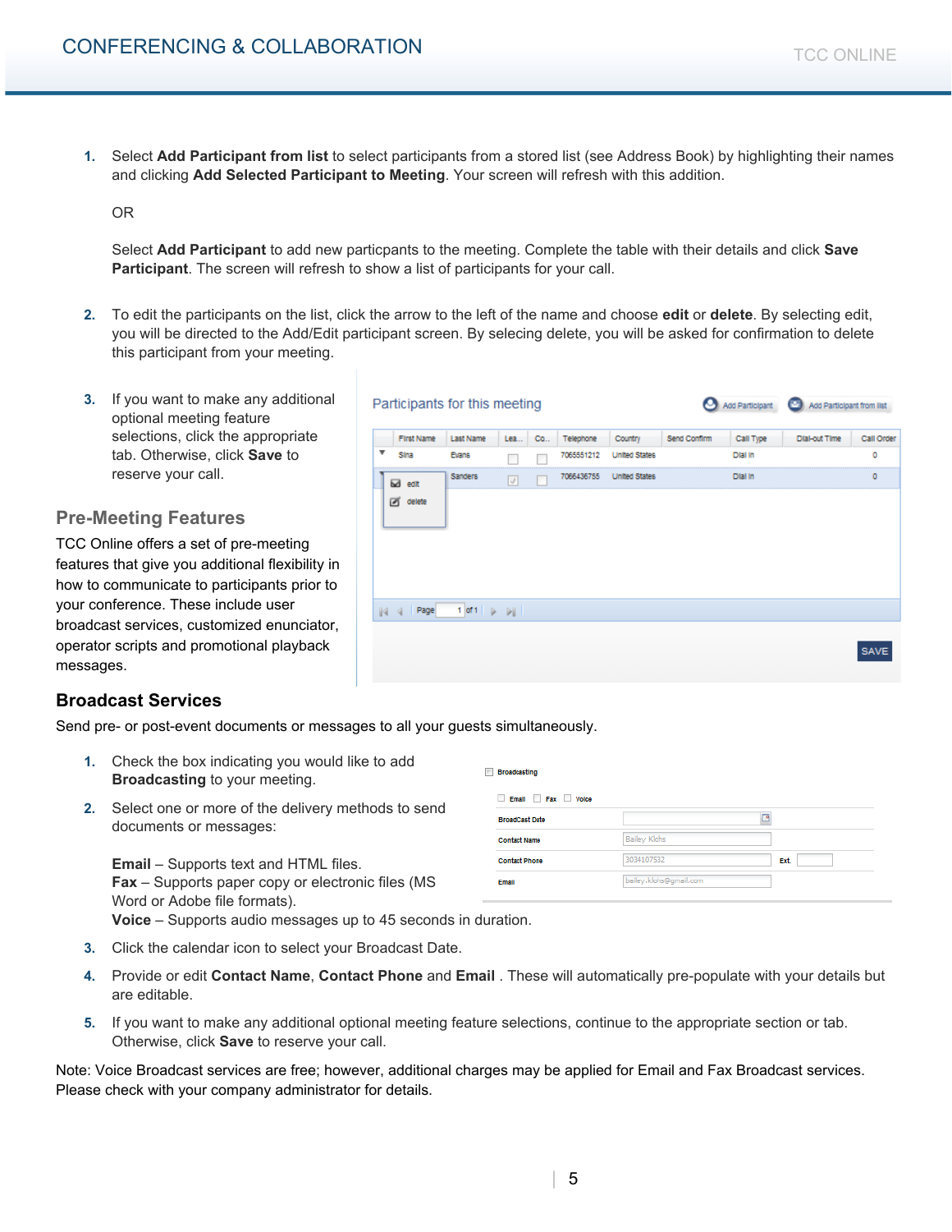1. Select **Add Participant from list** to select participants from a stored list (see Address Book) by highlighting their names and clicking **Add Selected Participant to Meeting**. Your screen will refresh with this addition.

   OR

   Select **Add Participant** to add new particpants to the meeting. Complete the table with their details and click **Save Participant**. The screen will refresh to show a list of participants for your call.

2. To edit the participants on the list, click the arrow to the left of the name and choose **edit** or **delete**. By selecting edit, you will be directed to the Add/Edit participant screen. By selecing delete, you will be asked for confirmation to delete this participant from your meeting.

3. If you want to make any additional optional meeting feature selections, click the appropriate tab. Otherwise, click **Save** to reserve your call.

## Pre-Meeting Features

TCC Online offers a set of pre-meeting features that give you additional flexibility in how to communicate to participants prior to your conference. These include user broadcast services, customized enunciator, operator scripts and promotional playback messages.

## Broadcast Services

Send pre- or post-event documents or messages to all your guests simultaneously.

1. Check the box indicating you would like to add **Broadcasting** to your meeting.

2. Select one or more of the delivery methods to send documents or messages:

   **Email** – Supports text and HTML files.
   **Fax** – Supports paper copy or electronic files (MS Word or Adobe file formats).
   **Voice** – Supports audio messages up to 45 seconds in duration.

3. Click the calendar icon to select your Broadcast Date.

4. Provide or edit **Contact Name**, **Contact Phone** and **Email** . These will automatically pre-populate with your details but are editable.

5. If you want to make any additional optional meeting feature selections, continue to the appropriate section or tab. Otherwise, click **Save** to reserve your call.

Note: Voice Broadcast services are free; however, additional charges may be applied for Email and Fax Broadcast services. Please check with your company administrator for details.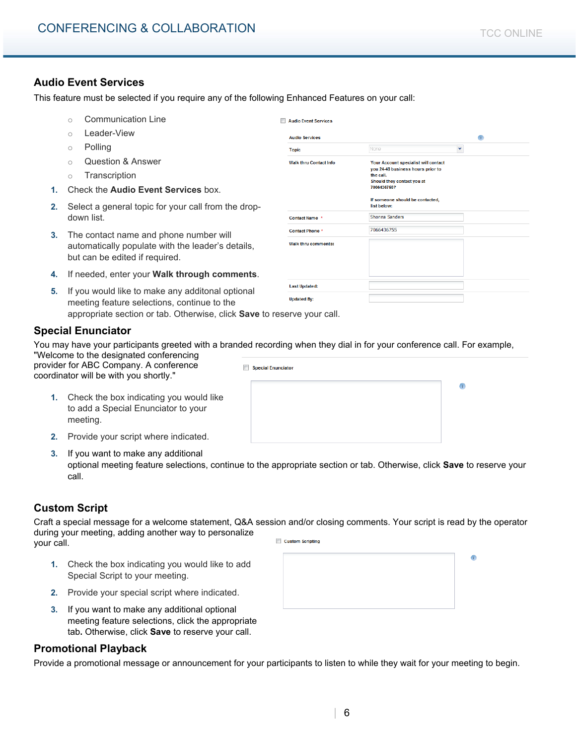## Audio Event Services

This feature must be selected if you require any of the following Enhanced Features on your call:

- Communication Line
- Leader-View
- Polling
- Question & Answer
- Transcription

1. Check the **Audio Event Services** box.
2. Select a general topic for your call from the drop-down list.
3. The contact name and phone number will automatically populate with the leader's details, but can be edited if required.
4. If needed, enter your **Walk through comments**.
5. If you would like to make any additonal optional meeting feature selections, continue to the appropriate section or tab. Otherwise, click **Save** to reserve your call.

## Special Enunciator

You may have your participants greeted with a branded recording when they dial in for your conference call. For example, "Welcome to the designated conferencing provider for ABC Company. A conference coordinator will be with you shortly."

1. Check the box indicating you would like to add a Special Enunciator to your meeting.
2. Provide your script where indicated.
3. If you want to make any additional optional meeting feature selections, continue to the appropriate section or tab. Otherwise, click **Save** to reserve your call.

## Custom Script

Craft a special message for a welcome statement, Q&A session and/or closing comments. Your script is read by the operator during your meeting, adding another way to personalize your call.

1. Check the box indicating you would like to add Special Script to your meeting.
2. Provide your special script where indicated.
3. If you want to make any additional optional meeting feature selections, click the appropriate tab**.** Otherwise, click **Save** to reserve your call.

## Promotional Playback

Provide a promotional message or announcement for your participants to listen to while they wait for your meeting to begin.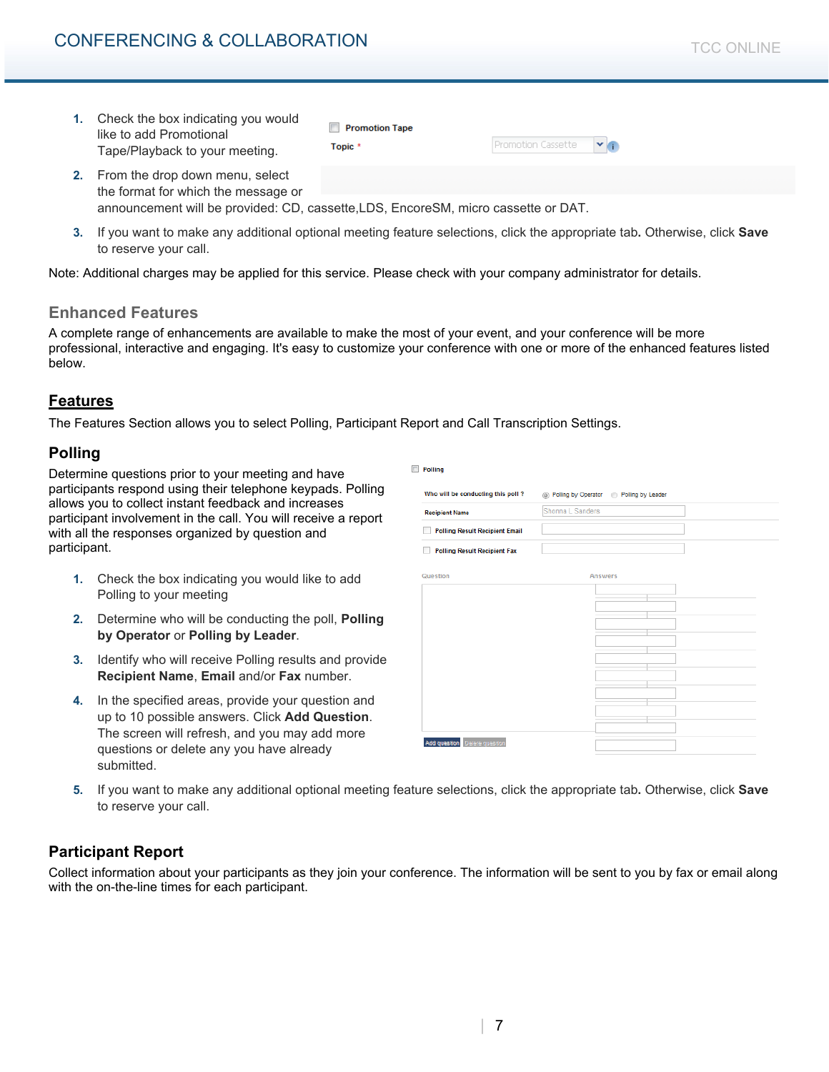1. Check the box indicating you would like to add Promotional Tape/Playback to your meeting.
2. From the drop down menu, select the format for which the message or announcement will be provided: CD, cassette,LDS, EncoreSM, micro cassette or DAT.
3. If you want to make any additional optional meeting feature selections, click the appropriate tab**.** Otherwise, click **Save** to reserve your call.

Note: Additional charges may be applied for this service. Please check with your company administrator for details.

## Enhanced Features

A complete range of enhancements are available to make the most of your event, and your conference will be more professional, interactive and engaging. It's easy to customize your conference with one or more of the enhanced features listed below.

## Features

The Features Section allows you to select Polling, Participant Report and Call Transcription Settings.

### Polling

Determine questions prior to your meeting and have participants respond using their telephone keypads. Polling allows you to collect instant feedback and increases participant involvement in the call. You will receive a report with all the responses organized by question and participant.

1. Check the box indicating you would like to add Polling to your meeting
2. Determine who will be conducting the poll, **Polling by Operator** or **Polling by Leader**.
3. Identify who will receive Polling results and provide **Recipient Name**, **Email** and/or **Fax** number.
4. In the specified areas, provide your question and up to 10 possible answers. Click **Add Question**. The screen will refresh, and you may add more questions or delete any you have already submitted.
5. If you want to make any additional optional meeting feature selections, click the appropriate tab**.** Otherwise, click **Save** to reserve your call.

### Participant Report

Collect information about your participants as they join your conference. The information will be sent to you by fax or email along with the on-the-line times for each participant.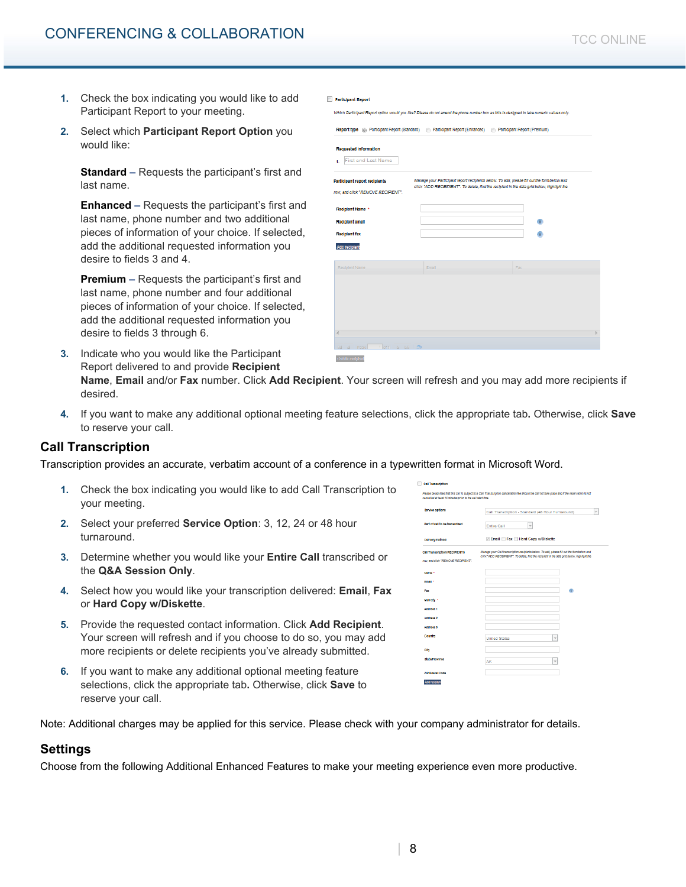1. Check the box indicating you would like to add Participant Report to your meeting.
2. Select which **Participant Report Option** you would like:

   **Standard –** Requests the participant's first and last name.

   **Enhanced –** Requests the participant's first and last name, phone number and two additional pieces of information of your choice. If selected, add the additional requested information you desire to fields 3 and 4.

   **Premium –** Requests the participant's first and last name, phone number and four additional pieces of information of your choice. If selected, add the additional requested information you desire to fields 3 through 6.
3. Indicate who you would like the Participant Report delivered to and provide **Recipient Name**, **Email** and/or **Fax** number. Click **Add Recipient**. Your screen will refresh and you may add more recipients if desired.
4. If you want to make any additional optional meeting feature selections, click the appropriate tab**.** Otherwise, click **Save** to reserve your call.

## Call Transcription

Transcription provides an accurate, verbatim account of a conference in a typewritten format in Microsoft Word.

1. Check the box indicating you would like to add Call Transcription to your meeting.
2. Select your preferred **Service Option**: 3, 12, 24 or 48 hour turnaround.
3. Determine whether you would like your **Entire Call** transcribed or the **Q&A Session Only**.
4. Select how you would like your transcription delivered: **Email**, **Fax** or **Hard Copy w/Diskette**.
5. Provide the requested contact information. Click **Add Recipient**. Your screen will refresh and if you choose to do so, you may add more recipients or delete recipients you've already submitted.
6. If you want to make any additional optional meeting feature selections, click the appropriate tab**.** Otherwise, click **Save** to reserve your call.

Note: Additional charges may be applied for this service. Please check with your company administrator for details.

## Settings

Choose from the following Additional Enhanced Features to make your meeting experience even more productive.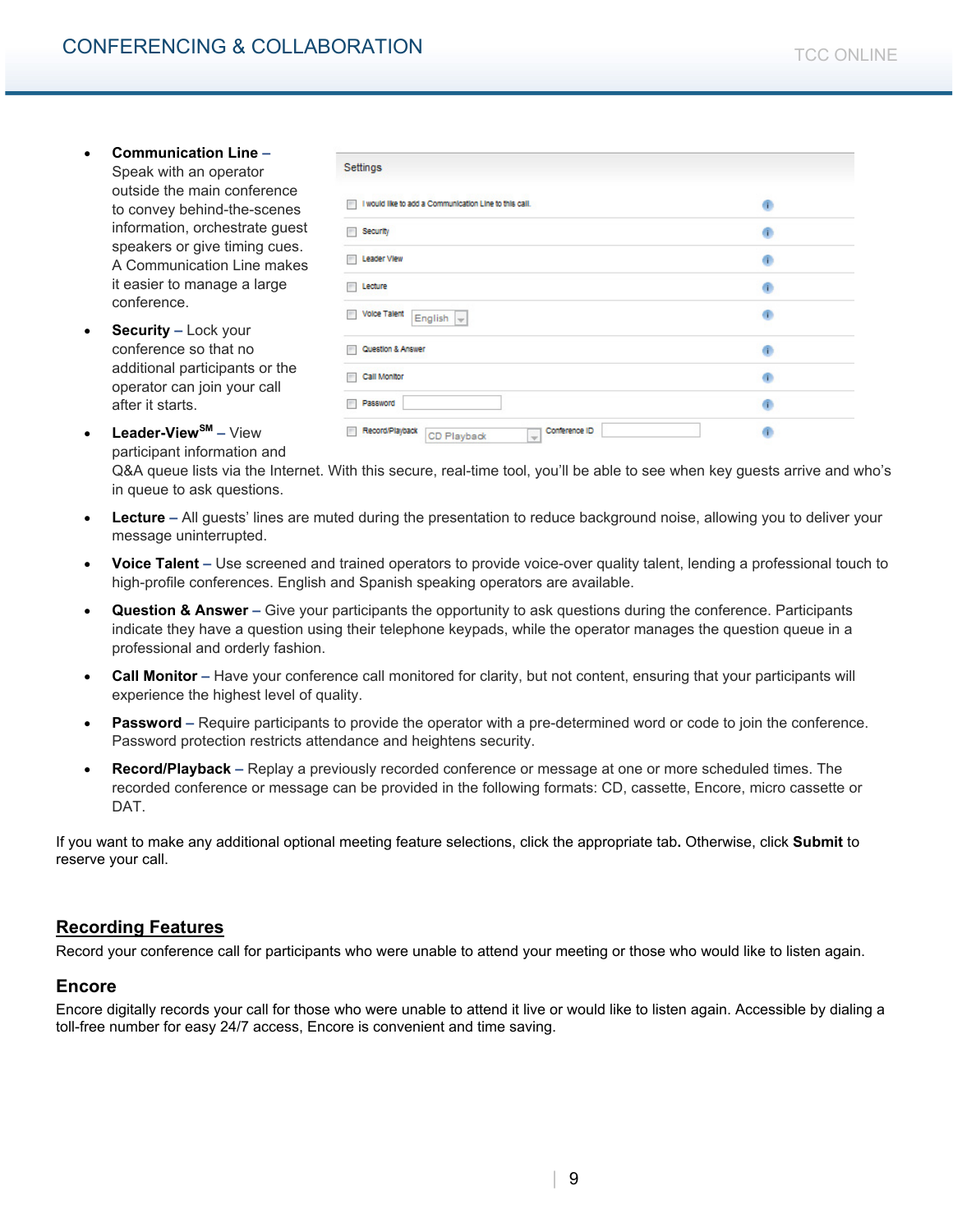- **Communication Line –** Speak with an operator outside the main conference to convey behind-the-scenes information, orchestrate guest speakers or give timing cues. A Communication Line makes it easier to manage a large conference.
- **Security –** Lock your conference so that no additional participants or the operator can join your call after it starts.
- **Leader-View** [SM] **–** View participant information and Q&A queue lists via the Internet. With this secure, real-time tool, you'll be able to see when key guests arrive and who's in queue to ask questions.
- **Lecture –** All guests' lines are muted during the presentation to reduce background noise, allowing you to deliver your message uninterrupted.
- **Voice Talent –** Use screened and trained operators to provide voice-over quality talent, lending a professional touch to high-profile conferences. English and Spanish speaking operators are available.
- **Question & Answer –** Give your participants the opportunity to ask questions during the conference. Participants indicate they have a question using their telephone keypads, while the operator manages the question queue in a professional and orderly fashion.
- **Call Monitor –** Have your conference call monitored for clarity, but not content, ensuring that your participants will experience the highest level of quality.
- **Password –** Require participants to provide the operator with a pre-determined word or code to join the conference. Password protection restricts attendance and heightens security.
- **Record/Playback –** Replay a previously recorded conference or message at one or more scheduled times. The recorded conference or message can be provided in the following formats: CD, cassette, Encore, micro cassette or DAT.

If you want to make any additional optional meeting feature selections, click the appropriate tab**.** Otherwise, click **Submit** to reserve your call.

## Recording Features

Record your conference call for participants who were unable to attend your meeting or those who would like to listen again.

### Encore

Encore digitally records your call for those who were unable to attend it live or would like to listen again. Accessible by dialing a toll-free number for easy 24/7 access, Encore is convenient and time saving.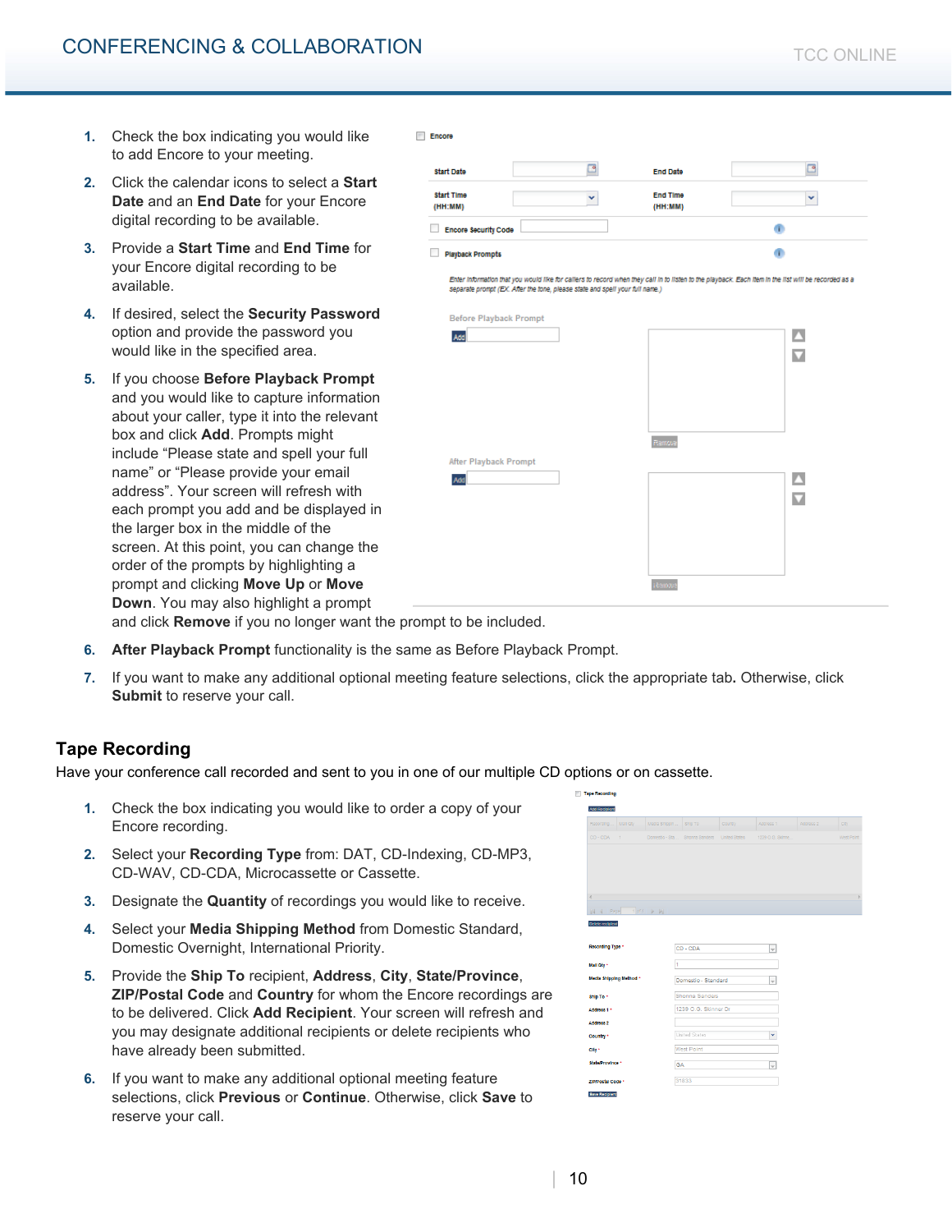1. Check the box indicating you would like to add Encore to your meeting.
2. Click the calendar icons to select a **Start Date** and an **End Date** for your Encore digital recording to be available.
3. Provide a **Start Time** and **End Time** for your Encore digital recording to be available.
4. If desired, select the **Security Password** option and provide the password you would like in the specified area.
5. If you choose **Before Playback Prompt** and you would like to capture information about your caller, type it into the relevant box and click **Add**. Prompts might include "Please state and spell your full name" or "Please provide your email address". Your screen will refresh with each prompt you add and be displayed in the larger box in the middle of the screen. At this point, you can change the order of the prompts by highlighting a prompt and clicking **Move Up** or **Move Down**. You may also highlight a prompt and click **Remove** if you no longer want the prompt to be included.
6. **After Playback Prompt** functionality is the same as Before Playback Prompt.
7. If you want to make any additional optional meeting feature selections, click the appropriate tab**.** Otherwise, click **Submit** to reserve your call.

## Tape Recording

Have your conference call recorded and sent to you in one of our multiple CD options or on cassette.

1. Check the box indicating you would like to order a copy of your Encore recording.
2. Select your **Recording Type** from: DAT, CD-Indexing, CD-MP3, CD-WAV, CD-CDA, Microcassette or Cassette.
3. Designate the **Quantity** of recordings you would like to receive.
4. Select your **Media Shipping Method** from Domestic Standard, Domestic Overnight, International Priority.
5. Provide the **Ship To** recipient, **Address**, **City**, **State/Province**, **ZIP/Postal Code** and **Country** for whom the Encore recordings are to be delivered. Click **Add Recipient**. Your screen will refresh and you may designate additional recipients or delete recipients who have already been submitted.
6. If you want to make any additional optional meeting feature selections, click **Previous** or **Continue**. Otherwise, click **Save** to reserve your call.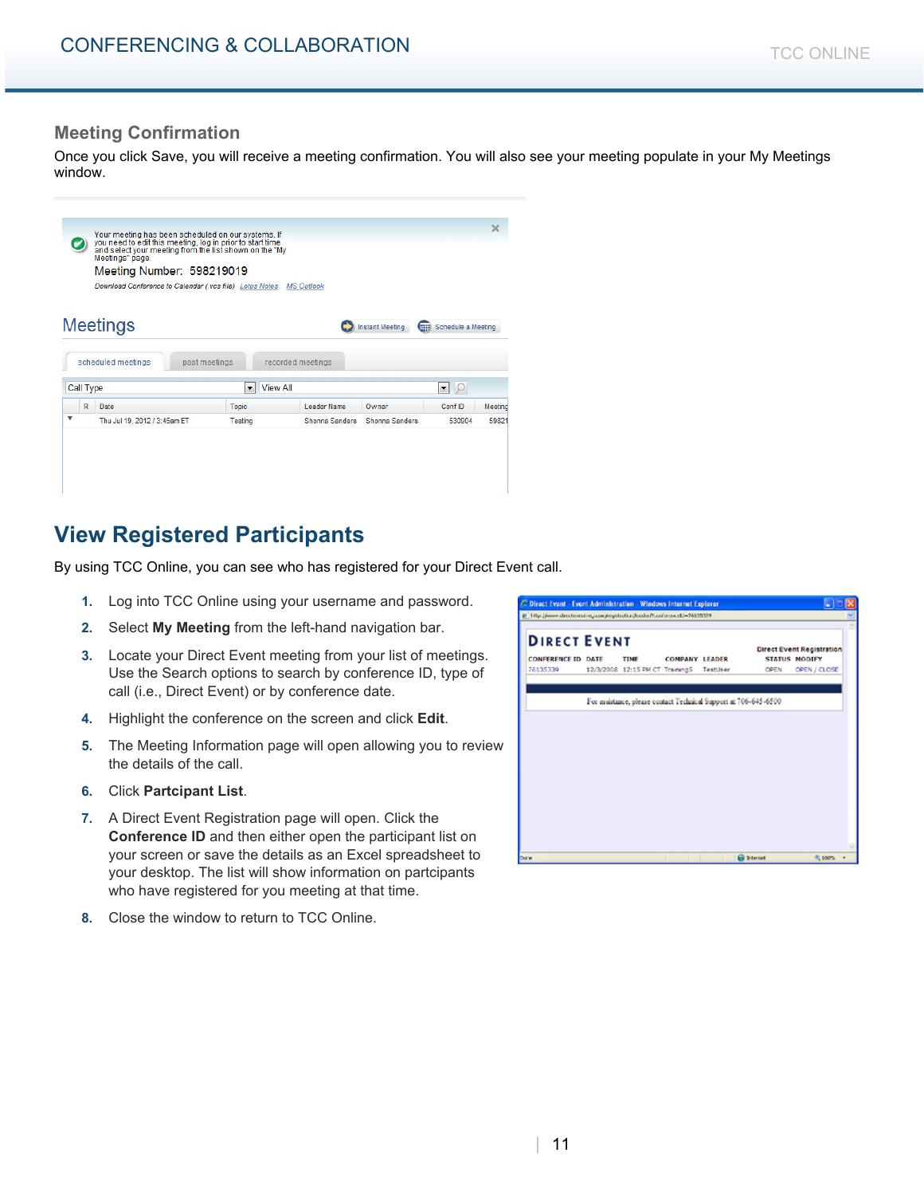### Meeting Confirmation

Once you click Save, you will receive a meeting confirmation. You will also see your meeting populate in your My Meetings window.

## View Registered Participants

By using TCC Online, you can see who has registered for your Direct Event call.

1. Log into TCC Online using your username and password.
2. Select **My Meeting** from the left-hand navigation bar.
3. Locate your Direct Event meeting from your list of meetings. Use the Search options to search by conference ID, type of call (i.e., Direct Event) or by conference date.
4. Highlight the conference on the screen and click **Edit**.
5. The Meeting Information page will open allowing you to review the details of the call.
6. Click **Partcipant List**.
7. A Direct Event Registration page will open. Click the **Conference ID** and then either open the participant list on your screen or save the details as an Excel spreadsheet to your desktop. The list will show information on partcipants who have registered for you meeting at that time.
8. Close the window to return to TCC Online.